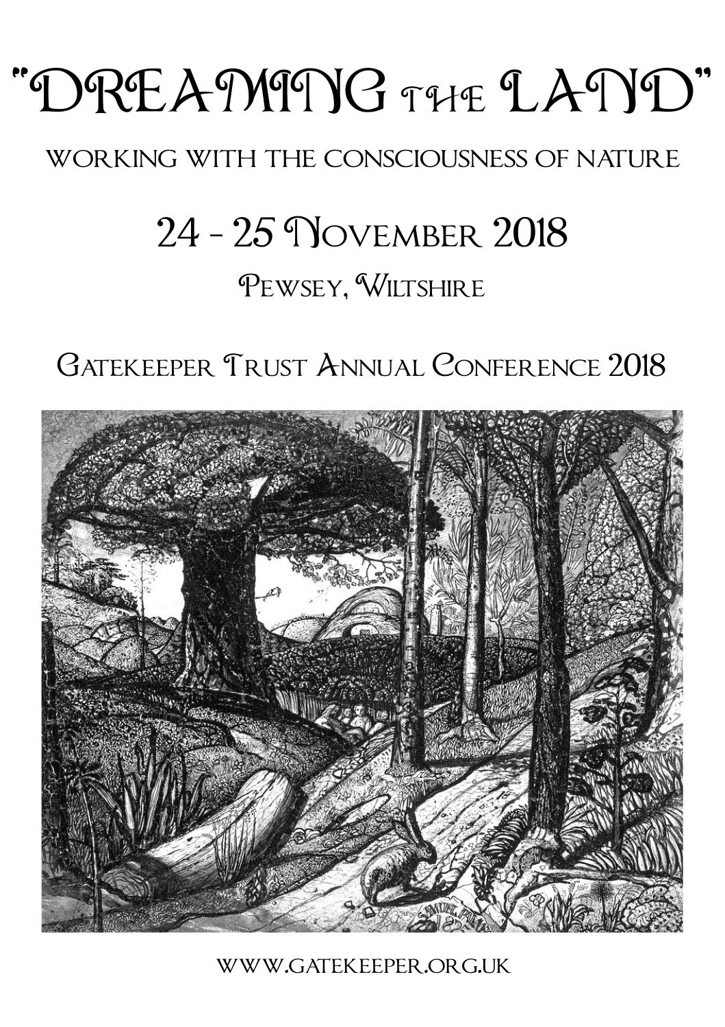# "DREAMING the LAND"

## WORKING WITH THE CONSCIOUSNESS OF NATURE

## 24 - 25 November 2018

### Pewsey, Wiltshire

### Gatekeeper Trust Annual Conference 2018

WWW.GATEKEEPER.ORG.UK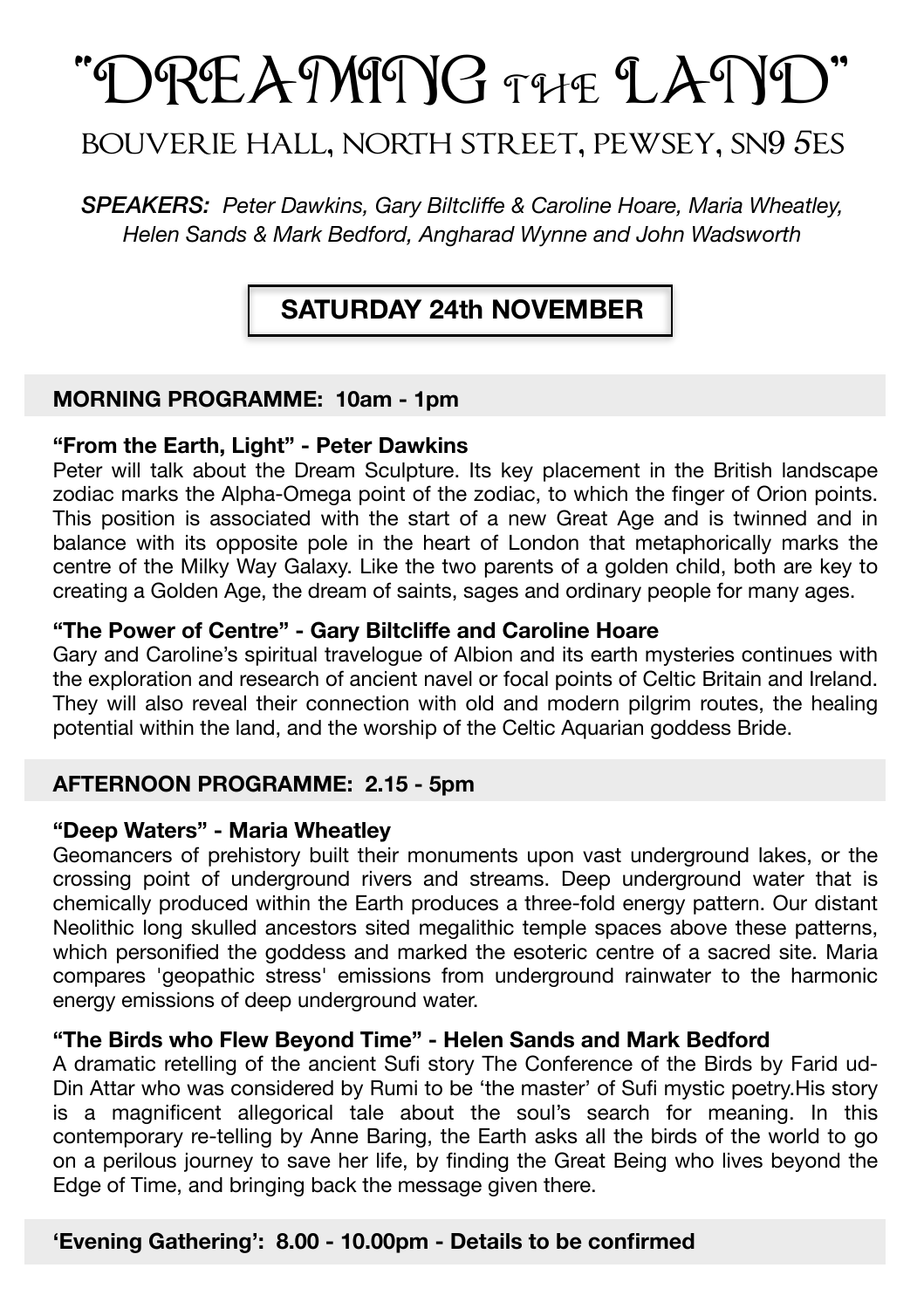# "DREAMING THE LAND"

## BOUVERIE HALL, NORTH STREET, PEWSEY, SN9 5ES

***SPEAKERS:*** *Peter Dawkins, Gary Biltcliffe & Caroline Hoare, Maria Wheatley, Helen Sands & Mark Bedford, Angharad Wynne and John Wadsworth*

## SATURDAY 24th NOVEMBER

### MORNING PROGRAMME: 10am - 1pm

**"From the Earth, Light" - Peter Dawkins**

Peter will talk about the Dream Sculpture. Its key placement in the British landscape zodiac marks the Alpha-Omega point of the zodiac, to which the finger of Orion points. This position is associated with the start of a new Great Age and is twinned and in balance with its opposite pole in the heart of London that metaphorically marks the centre of the Milky Way Galaxy. Like the two parents of a golden child, both are key to creating a Golden Age, the dream of saints, sages and ordinary people for many ages.

**"The Power of Centre" - Gary Biltcliffe and Caroline Hoare**

Gary and Caroline's spiritual travelogue of Albion and its earth mysteries continues with the exploration and research of ancient navel or focal points of Celtic Britain and Ireland. They will also reveal their connection with old and modern pilgrim routes, the healing potential within the land, and the worship of the Celtic Aquarian goddess Bride.

### AFTERNOON PROGRAMME: 2.15 - 5pm

**"Deep Waters" - Maria Wheatley**

Geomancers of prehistory built their monuments upon vast underground lakes, or the crossing point of underground rivers and streams. Deep underground water that is chemically produced within the Earth produces a three-fold energy pattern. Our distant Neolithic long skulled ancestors sited megalithic temple spaces above these patterns, which personified the goddess and marked the esoteric centre of a sacred site. Maria compares 'geopathic stress' emissions from underground rainwater to the harmonic energy emissions of deep underground water.

**"The Birds who Flew Beyond Time" - Helen Sands and Mark Bedford**

A dramatic retelling of the ancient Sufi story The Conference of the Birds by Farid ud-Din Attar who was considered by Rumi to be 'the master' of Sufi mystic poetry.His story is a magnificent allegorical tale about the soul's search for meaning. In this contemporary re-telling by Anne Baring, the Earth asks all the birds of the world to go on a perilous journey to save her life, by finding the Great Being who lives beyond the Edge of Time, and bringing back the message given there.

### 'Evening Gathering': 8.00 - 10.00pm - Details to be confirmed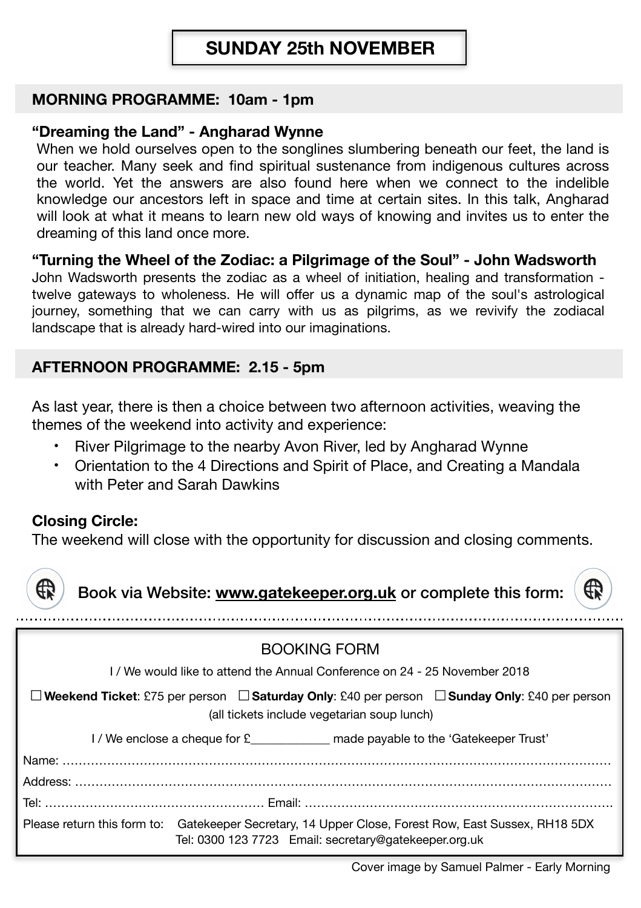# SUNDAY 25th NOVEMBER

## MORNING PROGRAMME: 10am - 1pm

### "Dreaming the Land" - Angharad Wynne

When we hold ourselves open to the songlines slumbering beneath our feet, the land is our teacher. Many seek and find spiritual sustenance from indigenous cultures across the world. Yet the answers are also found here when we connect to the indelible knowledge our ancestors left in space and time at certain sites. In this talk, Angharad will look at what it means to learn new old ways of knowing and invites us to enter the dreaming of this land once more.

### "Turning the Wheel of the Zodiac: a Pilgrimage of the Soul" - John Wadsworth

John Wadsworth presents the zodiac as a wheel of initiation, healing and transformation - twelve gateways to wholeness. He will offer us a dynamic map of the soul's astrological journey, something that we can carry with us as pilgrims, as we revivify the zodiacal landscape that is already hard-wired into our imaginations.

## AFTERNOON PROGRAMME: 2.15 - 5pm

As last year, there is then a choice between two afternoon activities, weaving the themes of the weekend into activity and experience:

- River Pilgrimage to the nearby Avon River, led by Angharad Wynne
- Orientation to the 4 Directions and Spirit of Place, and Creating a Mandala with Peter and Sarah Dawkins

### Closing Circle:

The weekend will close with the opportunity for discussion and closing comments.

**Book via Website: www.gatekeeper.org.uk or complete this form:**

---

BOOKING FORM

I / We would like to attend the Annual Conference on 24 - 25 November 2018

☐ **Weekend Ticket**: £75 per person ☐ **Saturday Only**: £40 per person ☐ **Sunday Only**: £40 per person
(all tickets include vegetarian soup lunch)

I / We enclose a cheque for £____________ made payable to the 'Gatekeeper Trust'

Name: ……………………………………………………………………………………………

Address: …………………………………………………………………………………………

Tel: ……………………………………… Email: ……………………………………………

Please return this form to: Gatekeeper Secretary, 14 Upper Close, Forest Row, East Sussex, RH18 5DX
Tel: 0300 123 7723 Email: secretary@gatekeeper.org.uk

Cover image by Samuel Palmer - Early Morning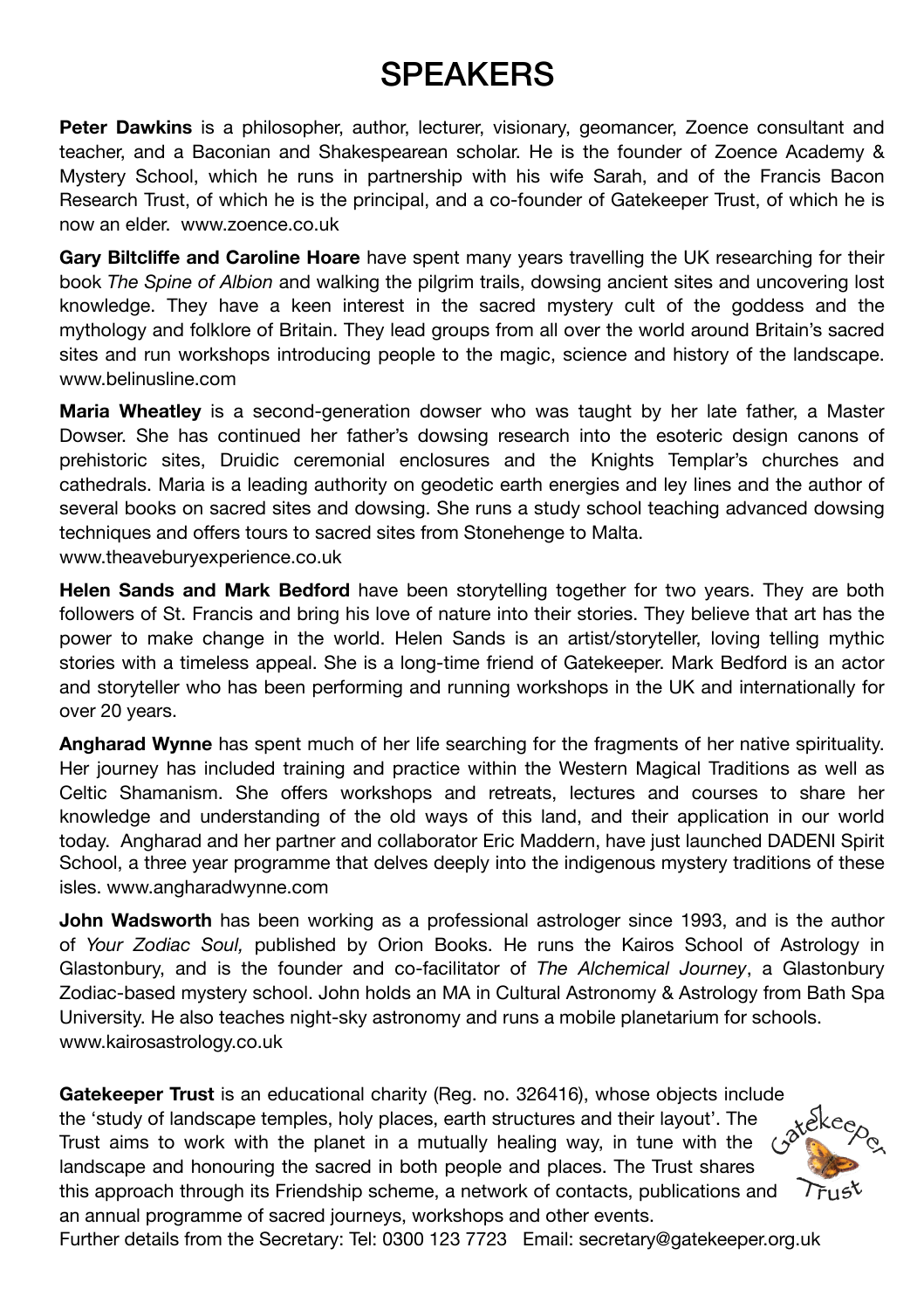# SPEAKERS

**Peter Dawkins** is a philosopher, author, lecturer, visionary, geomancer, Zoence consultant and teacher, and a Baconian and Shakespearean scholar. He is the founder of Zoence Academy & Mystery School, which he runs in partnership with his wife Sarah, and of the Francis Bacon Research Trust, of which he is the principal, and a co-founder of Gatekeeper Trust, of which he is now an elder. www.zoence.co.uk

**Gary Biltcliffe and Caroline Hoare** have spent many years travelling the UK researching for their book *The Spine of Albion* and walking the pilgrim trails, dowsing ancient sites and uncovering lost knowledge. They have a keen interest in the sacred mystery cult of the goddess and the mythology and folklore of Britain. They lead groups from all over the world around Britain's sacred sites and run workshops introducing people to the magic, science and history of the landscape. www.belinusline.com

**Maria Wheatley** is a second-generation dowser who was taught by her late father, a Master Dowser. She has continued her father's dowsing research into the esoteric design canons of prehistoric sites, Druidic ceremonial enclosures and the Knights Templar's churches and cathedrals. Maria is a leading authority on geodetic earth energies and ley lines and the author of several books on sacred sites and dowsing. She runs a study school teaching advanced dowsing techniques and offers tours to sacred sites from Stonehenge to Malta. www.theaveburyexperience.co.uk

**Helen Sands and Mark Bedford** have been storytelling together for two years. They are both followers of St. Francis and bring his love of nature into their stories. They believe that art has the power to make change in the world. Helen Sands is an artist/storyteller, loving telling mythic stories with a timeless appeal. She is a long-time friend of Gatekeeper. Mark Bedford is an actor and storyteller who has been performing and running workshops in the UK and internationally for over 20 years.

**Angharad Wynne** has spent much of her life searching for the fragments of her native spirituality. Her journey has included training and practice within the Western Magical Traditions as well as Celtic Shamanism. She offers workshops and retreats, lectures and courses to share her knowledge and understanding of the old ways of this land, and their application in our world today. Angharad and her partner and collaborator Eric Maddern, have just launched DADENI Spirit School, a three year programme that delves deeply into the indigenous mystery traditions of these isles. www.angharadwynne.com

**John Wadsworth** has been working as a professional astrologer since 1993, and is the author of *Your Zodiac Soul,* published by Orion Books. He runs the Kairos School of Astrology in Glastonbury, and is the founder and co-facilitator of *The Alchemical Journey*, a Glastonbury Zodiac-based mystery school. John holds an MA in Cultural Astronomy & Astrology from Bath Spa University. He also teaches night-sky astronomy and runs a mobile planetarium for schools. www.kairosastrology.co.uk

**Gatekeeper Trust** is an educational charity (Reg. no. 326416), whose objects include the 'study of landscape temples, holy places, earth structures and their layout'. The Trust aims to work with the planet in a mutually healing way, in tune with the landscape and honouring the sacred in both people and places. The Trust shares this approach through its Friendship scheme, a network of contacts, publications and an annual programme of sacred journeys, workshops and other events.
Further details from the Secretary: Tel: 0300 123 7723 Email: secretary@gatekeeper.org.uk

Gatekeeper Trust